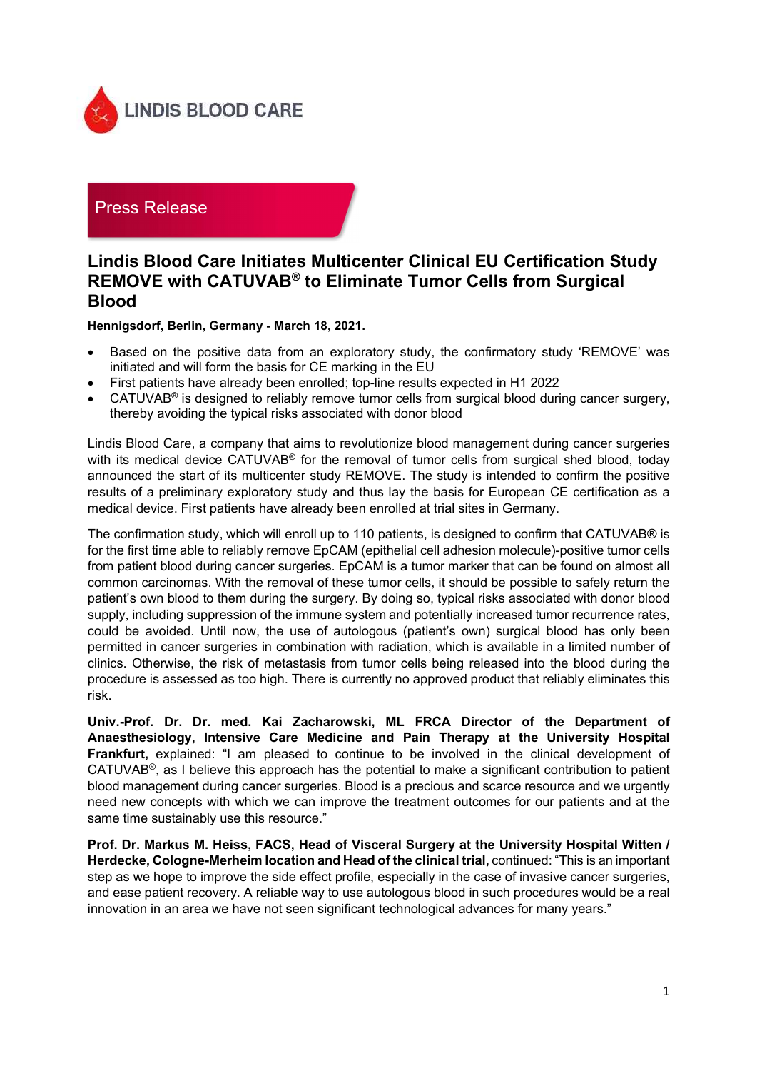LINDIS BLOOD CARE

Press Release

# Lindis Blood Care Initiates Multicenter Clinical EU Certification Study REMOVE with CATUVAB® to Eliminate Tumor Cells from Surgical Blood

**Hennigsdorf, Berlin, Germany - March 18, 2021.**

- Based on the positive data from an exploratory study, the confirmatory study 'REMOVE' was initiated and will form the basis for CE marking in the EU
- First patients have already been enrolled; top-line results expected in H1 2022
- CATUVAB® is designed to reliably remove tumor cells from surgical blood during cancer surgery, thereby avoiding the typical risks associated with donor blood

Lindis Blood Care, a company that aims to revolutionize blood management during cancer surgeries with its medical device CATUVAB® for the removal of tumor cells from surgical shed blood, today announced the start of its multicenter study REMOVE. The study is intended to confirm the positive results of a preliminary exploratory study and thus lay the basis for European CE certification as a medical device. First patients have already been enrolled at trial sites in Germany.

The confirmation study, which will enroll up to 110 patients, is designed to confirm that CATUVAB® is for the first time able to reliably remove EpCAM (epithelial cell adhesion molecule)-positive tumor cells from patient blood during cancer surgeries. EpCAM is a tumor marker that can be found on almost all common carcinomas. With the removal of these tumor cells, it should be possible to safely return the patient's own blood to them during the surgery. By doing so, typical risks associated with donor blood supply, including suppression of the immune system and potentially increased tumor recurrence rates, could be avoided. Until now, the use of autologous (patient's own) surgical blood has only been permitted in cancer surgeries in combination with radiation, which is available in a limited number of clinics. Otherwise, the risk of metastasis from tumor cells being released into the blood during the procedure is assessed as too high. There is currently no approved product that reliably eliminates this risk.

**Univ.-Prof. Dr. Dr. med. Kai Zacharowski, ML FRCA Director of the Department of Anaesthesiology, Intensive Care Medicine and Pain Therapy at the University Hospital Frankfurt,** explained: "I am pleased to continue to be involved in the clinical development of CATUVAB®, as I believe this approach has the potential to make a significant contribution to patient blood management during cancer surgeries. Blood is a precious and scarce resource and we urgently need new concepts with which we can improve the treatment outcomes for our patients and at the same time sustainably use this resource."

**Prof. Dr. Markus M. Heiss, FACS, Head of Visceral Surgery at the University Hospital Witten / Herdecke, Cologne-Merheim location and Head of the clinical trial,** continued: "This is an important step as we hope to improve the side effect profile, especially in the case of invasive cancer surgeries, and ease patient recovery. A reliable way to use autologous blood in such procedures would be a real innovation in an area we have not seen significant technological advances for many years."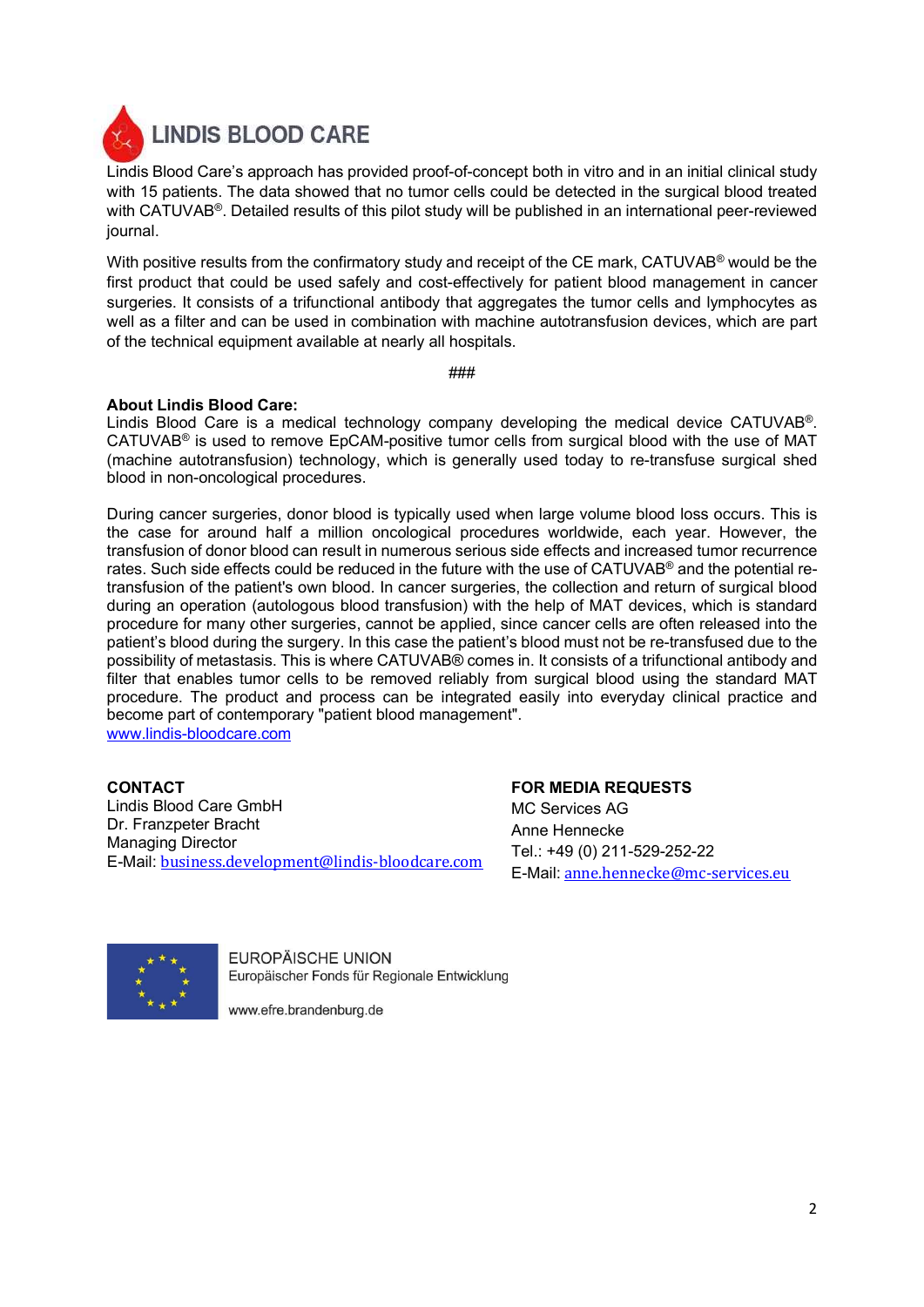# LINDIS BLOOD CARE

Lindis Blood Care's approach has provided proof-of-concept both in vitro and in an initial clinical study with 15 patients. The data showed that no tumor cells could be detected in the surgical blood treated with CATUVAB®. Detailed results of this pilot study will be published in an international peer-reviewed journal.

With positive results from the confirmatory study and receipt of the CE mark, CATUVAB® would be the first product that could be used safely and cost-effectively for patient blood management in cancer surgeries. It consists of a trifunctional antibody that aggregates the tumor cells and lymphocytes as well as a filter and can be used in combination with machine autotransfusion devices, which are part of the technical equipment available at nearly all hospitals.

###

**About Lindis Blood Care:**
Lindis Blood Care is a medical technology company developing the medical device CATUVAB®. CATUVAB® is used to remove EpCAM-positive tumor cells from surgical blood with the use of MAT (machine autotransfusion) technology, which is generally used today to re-transfuse surgical shed blood in non-oncological procedures.

During cancer surgeries, donor blood is typically used when large volume blood loss occurs. This is the case for around half a million oncological procedures worldwide, each year. However, the transfusion of donor blood can result in numerous serious side effects and increased tumor recurrence rates. Such side effects could be reduced in the future with the use of CATUVAB® and the potential re-transfusion of the patient's own blood. In cancer surgeries, the collection and return of surgical blood during an operation (autologous blood transfusion) with the help of MAT devices, which is standard procedure for many other surgeries, cannot be applied, since cancer cells are often released into the patient's blood during the surgery. In this case the patient's blood must not be re-transfused due to the possibility of metastasis. This is where CATUVAB® comes in. It consists of a trifunctional antibody and filter that enables tumor cells to be removed reliably from surgical blood using the standard MAT procedure. The product and process can be integrated easily into everyday clinical practice and become part of contemporary "patient blood management".
www.lindis-bloodcare.com

**CONTACT**
Lindis Blood Care GmbH
Dr. Franzpeter Bracht
Managing Director
E-Mail: business.development@lindis-bloodcare.com

**FOR MEDIA REQUESTS**
MC Services AG
Anne Hennecke
Tel.: +49 (0) 211-529-252-22
E-Mail: anne.hennecke@mc-services.eu

EUROPÄISCHE UNION
Europäischer Fonds für Regionale Entwicklung
www.efre.brandenburg.de